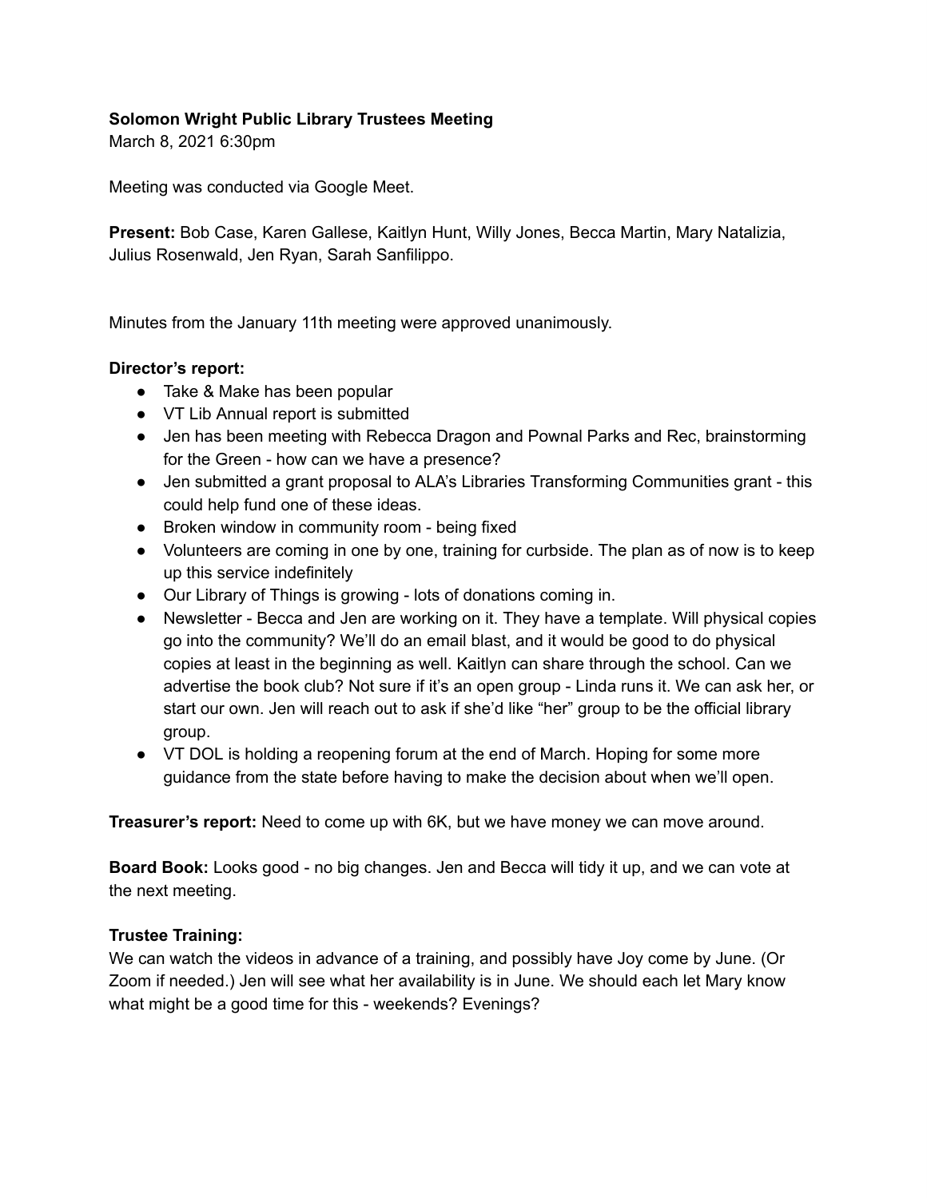**Solomon Wright Public Library Trustees Meeting**

March 8, 2021 6:30pm

Meeting was conducted via Google Meet.

**Present:** Bob Case, Karen Gallese, Kaitlyn Hunt, Willy Jones, Becca Martin, Mary Natalizia, Julius Rosenwald, Jen Ryan, Sarah Sanfilippo.

Minutes from the January 11th meeting were approved unanimously.

**Director's report:**

- Take & Make has been popular
- VT Lib Annual report is submitted
- Jen has been meeting with Rebecca Dragon and Pownal Parks and Rec, brainstorming for the Green - how can we have a presence?
- Jen submitted a grant proposal to ALA's Libraries Transforming Communities grant - this could help fund one of these ideas.
- Broken window in community room - being fixed
- Volunteers are coming in one by one, training for curbside. The plan as of now is to keep up this service indefinitely
- Our Library of Things is growing - lots of donations coming in.
- Newsletter - Becca and Jen are working on it. They have a template. Will physical copies go into the community? We'll do an email blast, and it would be good to do physical copies at least in the beginning as well. Kaitlyn can share through the school. Can we advertise the book club? Not sure if it's an open group - Linda runs it. We can ask her, or start our own. Jen will reach out to ask if she'd like "her" group to be the official library group.
- VT DOL is holding a reopening forum at the end of March. Hoping for some more guidance from the state before having to make the decision about when we'll open.

**Treasurer's report:** Need to come up with 6K, but we have money we can move around.

**Board Book:** Looks good - no big changes. Jen and Becca will tidy it up, and we can vote at the next meeting.

**Trustee Training:**

We can watch the videos in advance of a training, and possibly have Joy come by June. (Or Zoom if needed.) Jen will see what her availability is in June. We should each let Mary know what might be a good time for this - weekends? Evenings?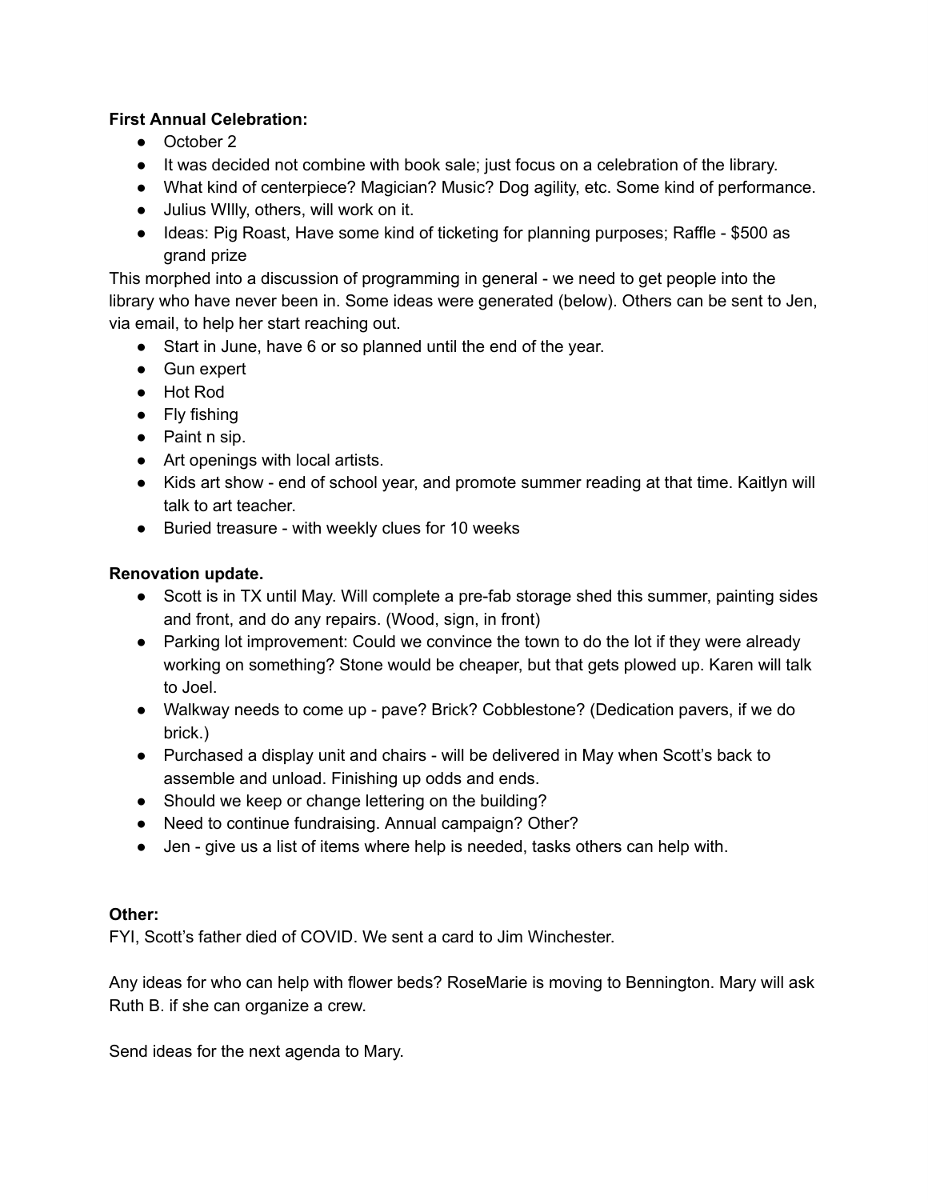**First Annual Celebration:**

- October 2
- It was decided not combine with book sale; just focus on a celebration of the library.
- What kind of centerpiece? Magician? Music? Dog agility, etc. Some kind of performance.
- Julius WIlly, others, will work on it.
- Ideas: Pig Roast, Have some kind of ticketing for planning purposes; Raffle - $500 as grand prize

This morphed into a discussion of programming in general - we need to get people into the library who have never been in. Some ideas were generated (below). Others can be sent to Jen, via email, to help her start reaching out.

- Start in June, have 6 or so planned until the end of the year.
- Gun expert
- Hot Rod
- Fly fishing
- Paint n sip.
- Art openings with local artists.
- Kids art show - end of school year, and promote summer reading at that time. Kaitlyn will talk to art teacher.
- Buried treasure - with weekly clues for 10 weeks

**Renovation update.**

- Scott is in TX until May. Will complete a pre-fab storage shed this summer, painting sides and front, and do any repairs. (Wood, sign, in front)
- Parking lot improvement: Could we convince the town to do the lot if they were already working on something? Stone would be cheaper, but that gets plowed up. Karen will talk to Joel.
- Walkway needs to come up - pave? Brick? Cobblestone? (Dedication pavers, if we do brick.)
- Purchased a display unit and chairs - will be delivered in May when Scott's back to assemble and unload. Finishing up odds and ends.
- Should we keep or change lettering on the building?
- Need to continue fundraising. Annual campaign? Other?
- Jen - give us a list of items where help is needed, tasks others can help with.

**Other:**

FYI, Scott's father died of COVID. We sent a card to Jim Winchester.

Any ideas for who can help with flower beds? RoseMarie is moving to Bennington. Mary will ask Ruth B. if she can organize a crew.

Send ideas for the next agenda to Mary.